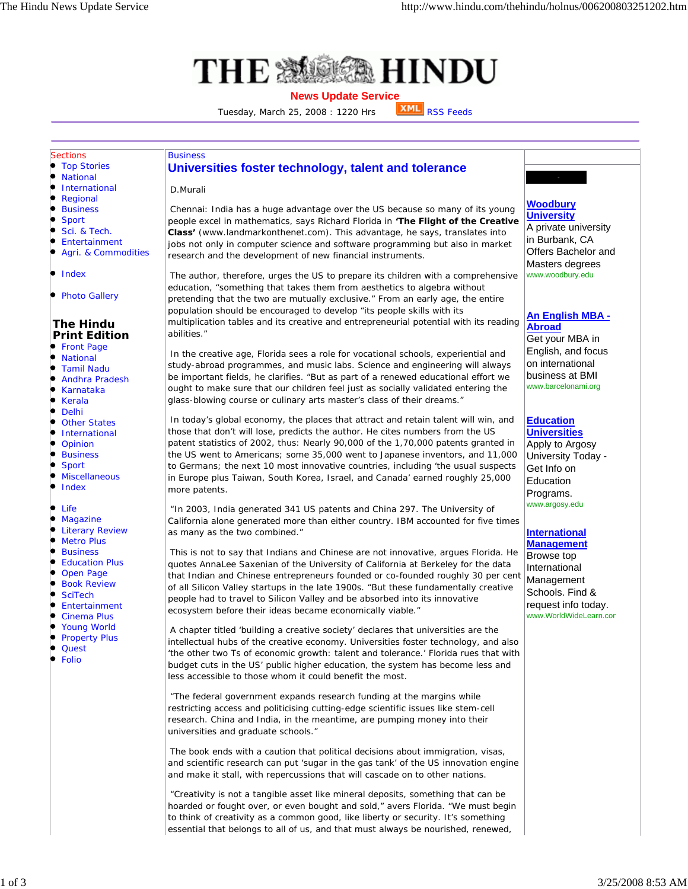# THE HINDU

**News Update Service**

Tuesday, March 25, 2008 : 1220 Hrs    RSS Feeds

Sections

- Top Stories
- National
- International
- Regional
- Business
- Sport
- Sci. & Tech.
- Entertainment
- Agri. & Commodities

- Index

- Photo Gallery

**The Hindu Print Edition**

- Front Page
- National
- Tamil Nadu
- Andhra Pradesh
- Karnataka
- Kerala
- Delhi
- Other States
- International
- Opinion
- Business
- Sport
- Miscellaneous
- Index

- Life
- Magazine
- Literary Review
- Metro Plus
- Business
- Education Plus
- Open Page
- Book Review
- SciTech
- Entertainment
- Cinema Plus
- Young World
- Property Plus
- Quest
- Folio

Business

## Universities foster technology, talent and tolerance

D.Murali

Chennai: India has a huge advantage over the US because so many of its young people excel in mathematics, says Richard Florida in **'The Flight of the Creative Class'** (www.landmarkonthenet.com). This advantage, he says, translates into jobs not only in computer science and software programming but also in market research and the development of new financial instruments.

The author, therefore, urges the US to prepare its children with a comprehensive education, "something that takes them from aesthetics to algebra without pretending that the two are mutually exclusive." From an early age, the entire population should be encouraged to develop "its people skills with its multiplication tables and its creative and entrepreneurial potential with its reading abilities."

In the creative age, Florida sees a role for vocational schools, experiential and study-abroad programmes, and music labs. Science and engineering will always be important fields, he clarifies. "But as part of a renewed educational effort we ought to make sure that our children feel just as socially validated entering the glass-blowing course or culinary arts master's class of their dreams."

In today's global economy, the places that attract and retain talent will win, and those that don't will lose, predicts the author. He cites numbers from the US patent statistics of 2002, thus: Nearly 90,000 of the 1,70,000 patents granted in the US went to Americans; some 35,000 went to Japanese inventors, and 11,000 to Germans; the next 10 most innovative countries, including 'the usual suspects in Europe plus Taiwan, South Korea, Israel, and Canada' earned roughly 25,000 more patents.

"In 2003, India generated 341 US patents and China 297. The University of California alone generated more than either country. IBM accounted for five times as many as the two combined."

This is not to say that Indians and Chinese are not innovative, argues Florida. He quotes AnnaLee Saxenian of the University of California at Berkeley for the data that Indian and Chinese entrepreneurs founded or co-founded roughly 30 per cent of all Silicon Valley startups in the late 1900s. "But these fundamentally creative people had to travel to Silicon Valley and be absorbed into its innovative ecosystem before their ideas became economically viable."

A chapter titled 'building a creative society' declares that universities are the intellectual hubs of the creative economy. Universities foster technology, and also 'the other two Ts of economic growth: talent and tolerance.' Florida rues that with budget cuts in the US' public higher education, the system has become less and less accessible to those whom it could benefit the most.

"The federal government expands research funding at the margins while restricting access and politicising cutting-edge scientific issues like stem-cell research. China and India, in the meantime, are pumping money into their universities and graduate schools."

The book ends with a caution that political decisions about immigration, visas, and scientific research can put 'sugar in the gas tank' of the US innovation engine and make it stall, with repercussions that will cascade on to other nations.

"Creativity is not a tangible asset like mineral deposits, something that can be hoarded or fought over, or even bought and sold," avers Florida. "We must begin to think of creativity as a common good, like liberty or security. It's something essential that belongs to all of us, and that must always be nourished, renewed,

**Woodbury University**
A private university in Burbank, CA Offers Bachelor and Masters degrees
www.woodbury.edu

**An English MBA - Abroad**
Get your MBA in English, and focus on international business at BMI
www.barcelonami.org

**Education Universities**
Apply to Argosy University Today - Get Info on Education Programs.
www.argosy.edu

**International Management**
Browse top International Management Schools. Find & request info today.
www.WorldWideLearn.cor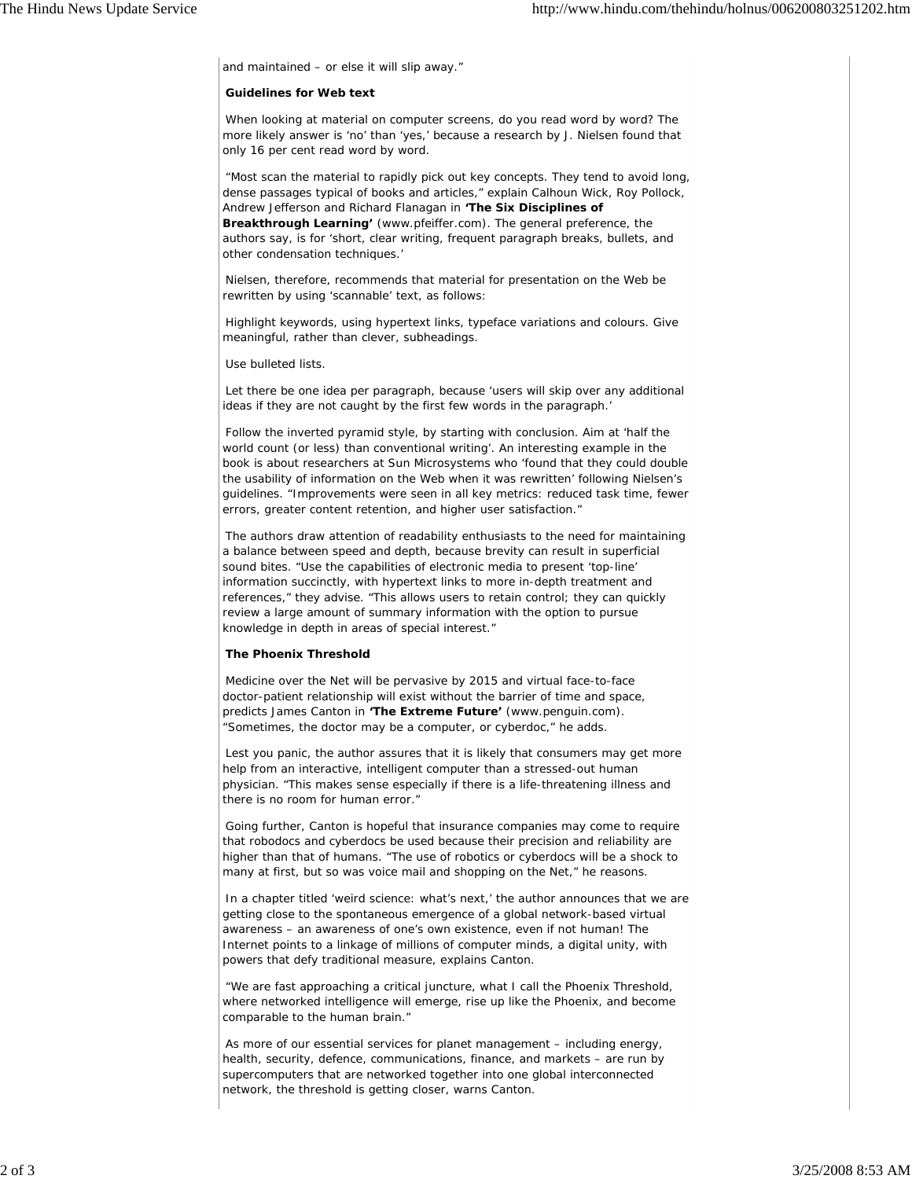and maintained – or else it will slip away."

**Guidelines for Web text**

When looking at material on computer screens, do you read word by word? The more likely answer is 'no' than 'yes,' because a research by J. Nielsen found that only 16 per cent read word by word.

"Most scan the material to rapidly pick out key concepts. They tend to avoid long, dense passages typical of books and articles," explain Calhoun Wick, Roy Pollock, Andrew Jefferson and Richard Flanagan in **'The Six Disciplines of Breakthrough Learning'** (www.pfeiffer.com). The general preference, the authors say, is for 'short, clear writing, frequent paragraph breaks, bullets, and other condensation techniques.'

Nielsen, therefore, recommends that material for presentation on the Web be rewritten by using 'scannable' text, as follows:

Highlight keywords, using hypertext links, typeface variations and colours. Give meaningful, rather than clever, subheadings.

Use bulleted lists.

Let there be one idea per paragraph, because 'users will skip over any additional ideas if they are not caught by the first few words in the paragraph.'

Follow the inverted pyramid style, by starting with conclusion. Aim at 'half the world count (or less) than conventional writing'. An interesting example in the book is about researchers at Sun Microsystems who 'found that they could double the usability of information on the Web when it was rewritten' following Nielsen's guidelines. "Improvements were seen in all key metrics: reduced task time, fewer errors, greater content retention, and higher user satisfaction."

The authors draw attention of readability enthusiasts to the need for maintaining a balance between speed and depth, because brevity can result in superficial sound bites. "Use the capabilities of electronic media to present 'top-line' information succinctly, with hypertext links to more in-depth treatment and references," they advise. "This allows users to retain control; they can quickly review a large amount of summary information with the option to pursue knowledge in depth in areas of special interest."

**The Phoenix Threshold**

Medicine over the Net will be pervasive by 2015 and virtual face-to-face doctor-patient relationship will exist without the barrier of time and space, predicts James Canton in **'The Extreme Future'** (www.penguin.com). "Sometimes, the doctor may be a computer, or cyberdoc," he adds.

Lest you panic, the author assures that it is likely that consumers may get more help from an interactive, intelligent computer than a stressed-out human physician. "This makes sense especially if there is a life-threatening illness and there is no room for human error."

Going further, Canton is hopeful that insurance companies may come to require that robodocs and cyberdocs be used because their precision and reliability are higher than that of humans. "The use of robotics or cyberdocs will be a shock to many at first, but so was voice mail and shopping on the Net," he reasons.

In a chapter titled 'weird science: what's next,' the author announces that we are getting close to the spontaneous emergence of a global network-based virtual awareness – an awareness of one's own existence, even if not human! The Internet points to a linkage of millions of computer minds, a digital unity, with powers that defy traditional measure, explains Canton.

"We are fast approaching a critical juncture, what I call the Phoenix Threshold, where networked intelligence will emerge, rise up like the Phoenix, and become comparable to the human brain."

As more of our essential services for planet management – including energy, health, security, defence, communications, finance, and markets – are run by supercomputers that are networked together into one global interconnected network, the threshold is getting closer, warns Canton.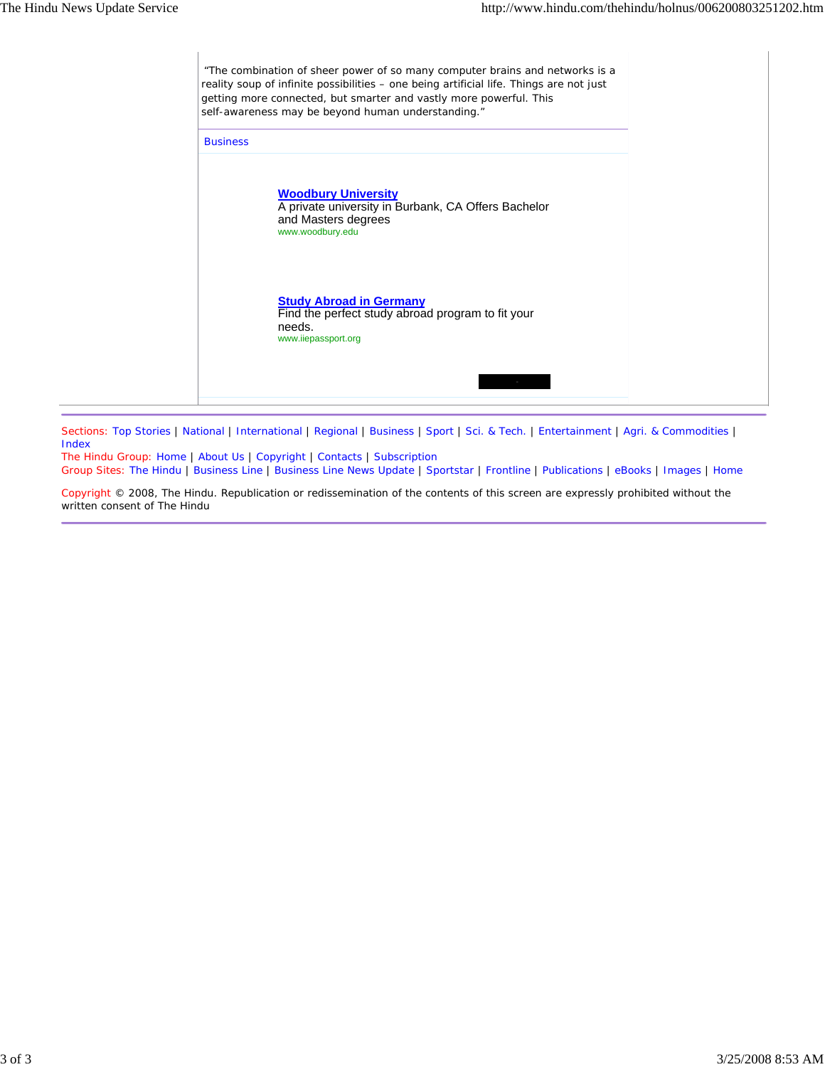"The combination of sheer power of so many computer brains and networks is a reality soup of infinite possibilities – one being artificial life. Things are not just getting more connected, but smarter and vastly more powerful. This self-awareness may be beyond human understanding."

Business

**Woodbury University**
A private university in Burbank, CA Offers Bachelor and Masters degrees
www.woodbury.edu

**Study Abroad in Germany**
Find the perfect study abroad program to fit your needs.
www.iiepassport.org

---

Sections: Top Stories | National | International | Regional | Business | Sport | Sci. & Tech. | Entertainment | Agri. & Commodities | Index
The Hindu Group: Home | About Us | Copyright | Contacts | Subscription
Group Sites: The Hindu | Business Line | Business Line News Update | Sportstar | Frontline | Publications | eBooks | Images | Home

Copyright © 2008, The Hindu. Republication or redissemination of the contents of this screen are expressly prohibited without the written consent of The Hindu